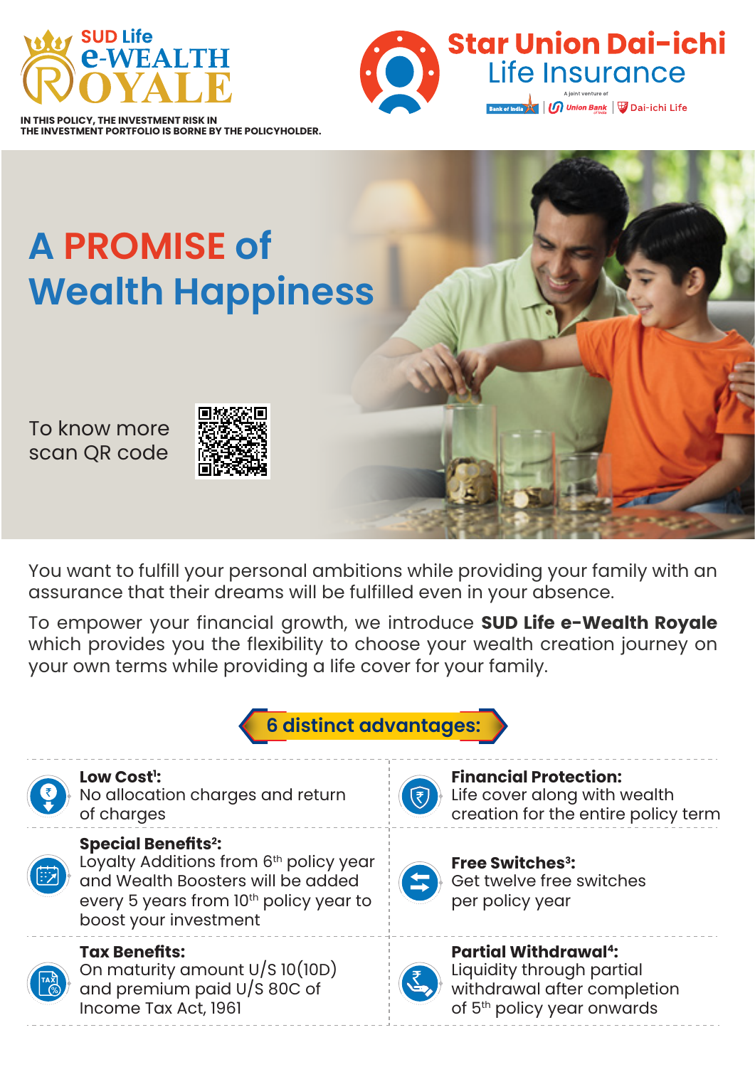SUD Life e-WEALTH ROYALE

IN THIS POLICY, THE INVESTMENT RISK IN THE INVESTMENT PORTFOLIO IS BORNE BY THE POLICYHOLDER.

Star Union Dai-ichi Life Insurance

A joint venture of Bank of India | Union Bank of India | Dai-ichi Life

# A PROMISE of Wealth Happiness

To know more scan QR code

You want to fulfill your personal ambitions while providing your family with an assurance that their dreams will be fulfilled even in your absence.

To empower your financial growth, we introduce **SUD Life e-Wealth Royale** which provides you the flexibility to choose your wealth creation journey on your own terms while providing a life cover for your family.

## 6 distinct advantages:

**Low Cost[1]:** No allocation charges and return of charges

**Financial Protection:** Life cover along with wealth creation for the entire policy term

**Special Benefits[2]:** Loyalty Additions from 6th policy year and Wealth Boosters will be added every 5 years from 10th policy year to boost your investment

**Free Switches[3]:** Get twelve free switches per policy year

**Tax Benefits:** On maturity amount U/S 10(10D) and premium paid U/S 80C of Income Tax Act, 1961

**Partial Withdrawal[4]:** Liquidity through partial withdrawal after completion of 5th policy year onwards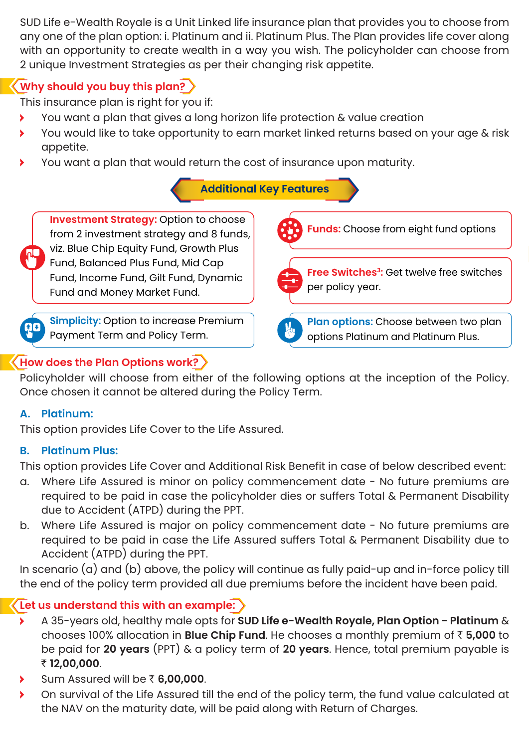SUD Life e-Wealth Royale is a Unit Linked life insurance plan that provides you to choose from any one of the plan option: i. Platinum and ii. Platinum Plus. The Plan provides life cover along with an opportunity to create wealth in a way you wish. The policyholder can choose from 2 unique Investment Strategies as per their changing risk appetite.

## Why should you buy this plan?

This insurance plan is right for you if:

- You want a plan that gives a long horizon life protection & value creation
- You would like to take opportunity to earn market linked returns based on your age & risk appetite.
- You want a plan that would return the cost of insurance upon maturity.

## Additional Key Features

**Investment Strategy:** Option to choose from 2 investment strategy and 8 funds, viz. Blue Chip Equity Fund, Growth Plus Fund, Balanced Plus Fund, Mid Cap Fund, Income Fund, Gilt Fund, Dynamic Fund and Money Market Fund.

**Funds:** Choose from eight fund options

**Free Switches[3]:** Get twelve free switches per policy year.

**Simplicity:** Option to increase Premium Payment Term and Policy Term.

**Plan options:** Choose between two plan options Platinum and Platinum Plus.

## How does the Plan Options work?

Policyholder will choose from either of the following options at the inception of the Policy. Once chosen it cannot be altered during the Policy Term.

### A. Platinum:

This option provides Life Cover to the Life Assured.

### B. Platinum Plus:

This option provides Life Cover and Additional Risk Benefit in case of below described event:

a. Where Life Assured is minor on policy commencement date - No future premiums are required to be paid in case the policyholder dies or suffers Total & Permanent Disability due to Accident (ATPD) during the PPT.

b. Where Life Assured is major on policy commencement date - No future premiums are required to be paid in case the Life Assured suffers Total & Permanent Disability due to Accident (ATPD) during the PPT.

In scenario (a) and (b) above, the policy will continue as fully paid-up and in-force policy till the end of the policy term provided all due premiums before the incident have been paid.

## Let us understand this with an example:

- A 35-years old, healthy male opts for **SUD Life e-Wealth Royale, Plan Option - Platinum** & chooses 100% allocation in **Blue Chip Fund**. He chooses a monthly premium of ₹ **5,000** to be paid for **20 years** (PPT) & a policy term of **20 years**. Hence, total premium payable is ₹ **12,00,000**.
- Sum Assured will be ₹ **6,00,000**.
- On survival of the Life Assured till the end of the policy term, the fund value calculated at the NAV on the maturity date, will be paid along with Return of Charges.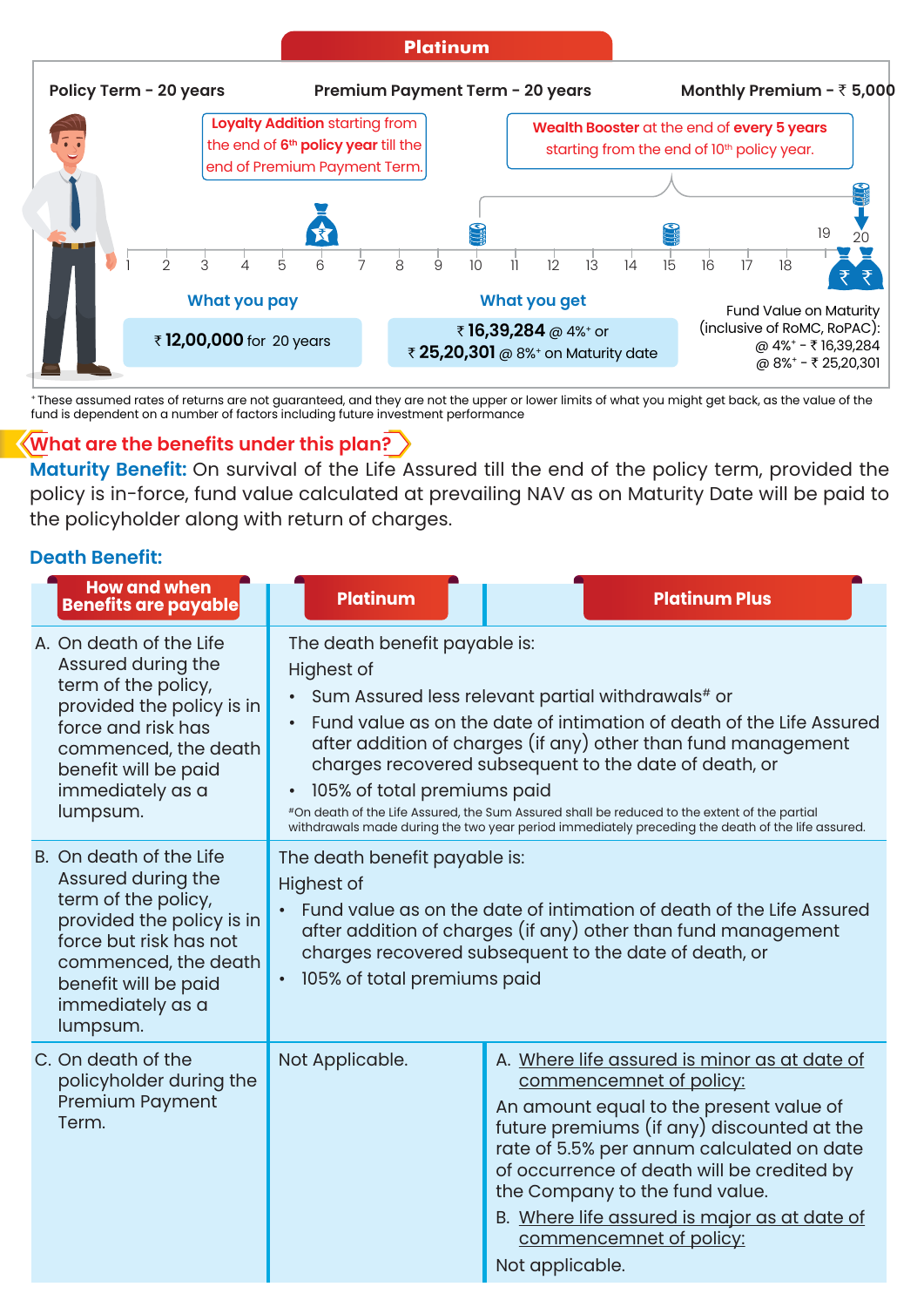## Platinum

**Policy Term - 20 years** | **Premium Payment Term - 20 years** | **Monthly Premium - ₹ 5,000**

**Loyalty Addition** starting from the end of 6th **policy year** till the end of Premium Payment Term.

**Wealth Booster** at the end of **every 5 years** starting from the end of 10th policy year.

1 2 3 4 5 6 7 8 9 10 11 12 13 14 15 16 17 18 19 20

**What you pay**

₹ **12,00,000** for 20 years

**What you get**

₹ **16,39,284** @ 4%+ or
₹ **25,20,301** @ 8%+ on Maturity date

Fund Value on Maturity (inclusive of RoMC, RoPAC):
@ 4%+ - ₹ 16,39,284
@ 8%+ - ₹ 25,20,301

+ These assumed rates of returns are not guaranteed, and they are not the upper or lower limits of what you might get back, as the value of the fund is dependent on a number of factors including future investment performance

## What are the benefits under this plan?

**Maturity Benefit:** On survival of the Life Assured till the end of the policy term, provided the policy is in-force, fund value calculated at prevailing NAV as on Maturity Date will be paid to the policyholder along with return of charges.

**Death Benefit:**

| How and when Benefits are payable | Platinum | Platinum Plus |
|---|---|---|
| A. On death of the Life Assured during the term of the policy, provided the policy is in force and risk has commenced, the death benefit will be paid immediately as a lumpsum. | The death benefit payable is:<br>Highest of<br>• Sum Assured less relevant partial withdrawals# or<br>• Fund value as on the date of intimation of death of the Life Assured after addition of charges (if any) other than fund management charges recovered subsequent to the date of death, or<br>• 105% of total premiums paid<br>#On death of the Life Assured, the Sum Assured shall be reduced to the extent of the partial withdrawals made during the two year period immediately preceding the death of the life assured. | |
| B. On death of the Life Assured during the term of the policy, provided the policy is in force but risk has not commenced, the death benefit will be paid immediately as a lumpsum. | The death benefit payable is:<br>Highest of<br>• Fund value as on the date of intimation of death of the Life Assured after addition of charges (if any) other than fund management charges recovered subsequent to the date of death, or<br>• 105% of total premiums paid | |
| C. On death of the policyholder during the Premium Payment Term. | Not Applicable. | A. Where life assured is minor as at date of commencemnet of policy:<br>An amount equal to the present value of future premiums (if any) discounted at the rate of 5.5% per annum calculated on date of occurrence of death will be credited by the Company to the fund value.<br>B. Where life assured is major as at date of commencemnet of policy:<br>Not applicable. |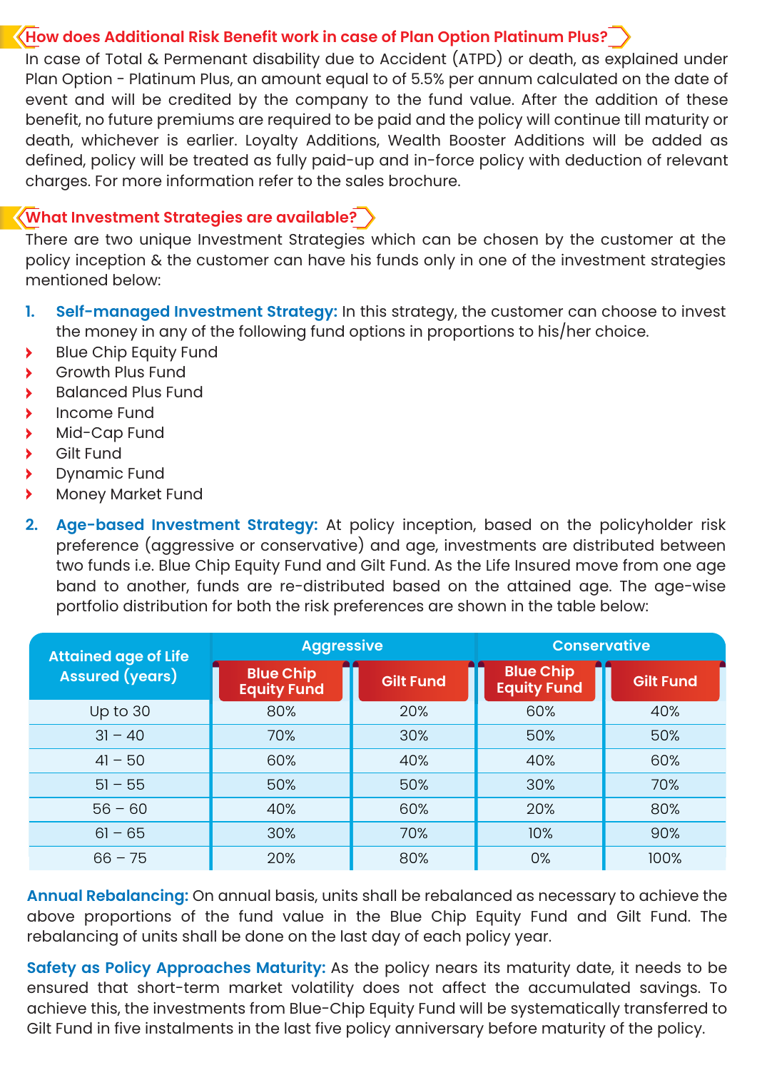## How does Additional Risk Benefit work in case of Plan Option Platinum Plus?

In case of Total & Permenant disability due to Accident (ATPD) or death, as explained under Plan Option - Platinum Plus, an amount equal to of 5.5% per annum calculated on the date of event and will be credited by the company to the fund value. After the addition of these benefit, no future premiums are required to be paid and the policy will continue till maturity or death, whichever is earlier. Loyalty Additions, Wealth Booster Additions will be added as defined, policy will be treated as fully paid-up and in-force policy with deduction of relevant charges. For more information refer to the sales brochure.

## What Investment Strategies are available?

There are two unique Investment Strategies which can be chosen by the customer at the policy inception & the customer can have his funds only in one of the investment strategies mentioned below:

1. **Self-managed Investment Strategy:** In this strategy, the customer can choose to invest the money in any of the following fund options in proportions to his/her choice.
   - Blue Chip Equity Fund
   - Growth Plus Fund
   - Balanced Plus Fund
   - Income Fund
   - Mid-Cap Fund
   - Gilt Fund
   - Dynamic Fund
   - Money Market Fund

2. **Age-based Investment Strategy:** At policy inception, based on the policyholder risk preference (aggressive or conservative) and age, investments are distributed between two funds i.e. Blue Chip Equity Fund and Gilt Fund. As the Life Insured move from one age band to another, funds are re-distributed based on the attained age. The age-wise portfolio distribution for both the risk preferences are shown in the table below:

| Attained age of Life Assured (years) | Aggressive | | Conservative | |
|---|---|---|---|---|
| | Blue Chip Equity Fund | Gilt Fund | Blue Chip Equity Fund | Gilt Fund |
| Up to 30 | 80% | 20% | 60% | 40% |
| 31 – 40 | 70% | 30% | 50% | 50% |
| 41 – 50 | 60% | 40% | 40% | 60% |
| 51 – 55 | 50% | 50% | 30% | 70% |
| 56 – 60 | 40% | 60% | 20% | 80% |
| 61 – 65 | 30% | 70% | 10% | 90% |
| 66 – 75 | 20% | 80% | 0% | 100% |

**Annual Rebalancing:** On annual basis, units shall be rebalanced as necessary to achieve the above proportions of the fund value in the Blue Chip Equity Fund and Gilt Fund. The rebalancing of units shall be done on the last day of each policy year.

**Safety as Policy Approaches Maturity:** As the policy nears its maturity date, it needs to be ensured that short-term market volatility does not affect the accumulated savings. To achieve this, the investments from Blue-Chip Equity Fund will be systematically transferred to Gilt Fund in five instalments in the last five policy anniversary before maturity of the policy.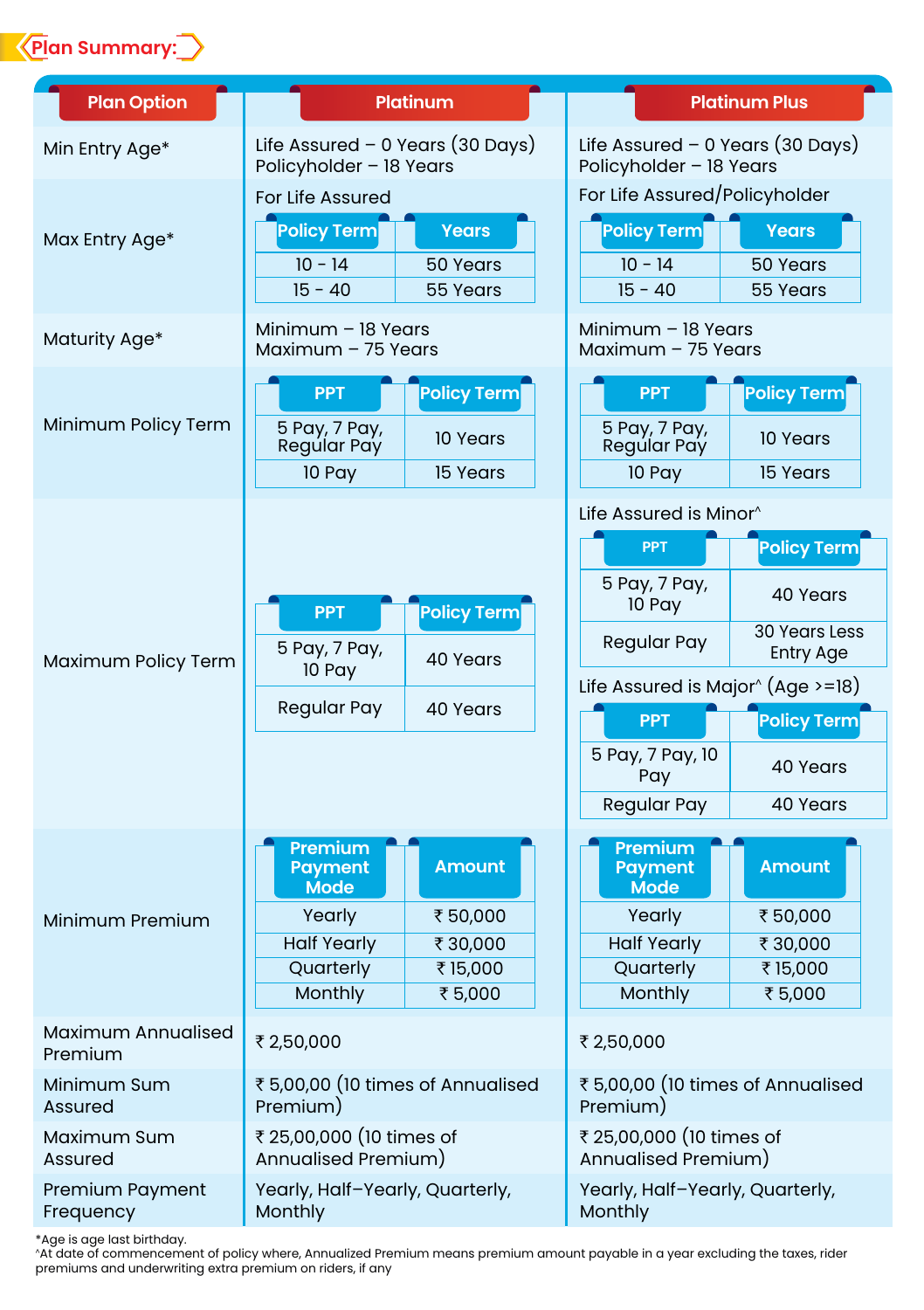## Plan Summary:

<table>
<tr><th>Plan Option</th><th>Platinum</th><th>Platinum Plus</th></tr>
<tr><td>Min Entry Age*</td><td>Life Assured – 0 Years (30 Days)<br>Policyholder – 18 Years</td><td>Life Assured – 0 Years (30 Days)<br>Policyholder – 18 Years</td></tr>
<tr><td>Max Entry Age*</td><td>For Life Assured<br><table><tr><th>Policy Term</th><th>Years</th></tr><tr><td>10 - 14</td><td>50 Years</td></tr><tr><td>15 - 40</td><td>55 Years</td></tr></table></td><td>For Life Assured/Policyholder<br><table><tr><th>Policy Term</th><th>Years</th></tr><tr><td>10 - 14</td><td>50 Years</td></tr><tr><td>15 - 40</td><td>55 Years</td></tr></table></td></tr>
<tr><td>Maturity Age*</td><td>Minimum – 18 Years<br>Maximum – 75 Years</td><td>Minimum – 18 Years<br>Maximum – 75 Years</td></tr>
<tr><td>Minimum Policy Term</td><td><table><tr><th>PPT</th><th>Policy Term</th></tr><tr><td>5 Pay, 7 Pay, Regular Pay</td><td>10 Years</td></tr><tr><td>10 Pay</td><td>15 Years</td></tr></table></td><td><table><tr><th>PPT</th><th>Policy Term</th></tr><tr><td>5 Pay, 7 Pay, Regular Pay</td><td>10 Years</td></tr><tr><td>10 Pay</td><td>15 Years</td></tr></table></td></tr>
<tr><td>Maximum Policy Term</td><td><table><tr><th>PPT</th><th>Policy Term</th></tr><tr><td>5 Pay, 7 Pay, 10 Pay</td><td>40 Years</td></tr><tr><td>Regular Pay</td><td>40 Years</td></tr></table></td><td>Life Assured is Minor^<br><table><tr><th>PPT</th><th>Policy Term</th></tr><tr><td>5 Pay, 7 Pay, 10 Pay</td><td>40 Years</td></tr><tr><td>Regular Pay</td><td>30 Years Less Entry Age</td></tr></table>Life Assured is Major^ (Age >=18)<br><table><tr><th>PPT</th><th>Policy Term</th></tr><tr><td>5 Pay, 7 Pay, 10 Pay</td><td>40 Years</td></tr><tr><td>Regular Pay</td><td>40 Years</td></tr></table></td></tr>
<tr><td>Minimum Premium</td><td><table><tr><th>Premium Payment Mode</th><th>Amount</th></tr><tr><td>Yearly</td><td>₹ 50,000</td></tr><tr><td>Half Yearly</td><td>₹ 30,000</td></tr><tr><td>Quarterly</td><td>₹ 15,000</td></tr><tr><td>Monthly</td><td>₹ 5,000</td></tr></table></td><td><table><tr><th>Premium Payment Mode</th><th>Amount</th></tr><tr><td>Yearly</td><td>₹ 50,000</td></tr><tr><td>Half Yearly</td><td>₹ 30,000</td></tr><tr><td>Quarterly</td><td>₹ 15,000</td></tr><tr><td>Monthly</td><td>₹ 5,000</td></tr></table></td></tr>
<tr><td>Maximum Annualised Premium</td><td>₹ 2,50,000</td><td>₹ 2,50,000</td></tr>
<tr><td>Minimum Sum Assured</td><td>₹ 5,00,00 (10 times of Annualised Premium)</td><td>₹ 5,00,00 (10 times of Annualised Premium)</td></tr>
<tr><td>Maximum Sum Assured</td><td>₹ 25,00,000 (10 times of Annualised Premium)</td><td>₹ 25,00,000 (10 times of Annualised Premium)</td></tr>
<tr><td>Premium Payment Frequency</td><td>Yearly, Half–Yearly, Quarterly, Monthly</td><td>Yearly, Half–Yearly, Quarterly, Monthly</td></tr>
</table>

*Age is age last birthday.

^At date of commencement of policy where, Annualized Premium means premium amount payable in a year excluding the taxes, rider premiums and underwriting extra premium on riders, if any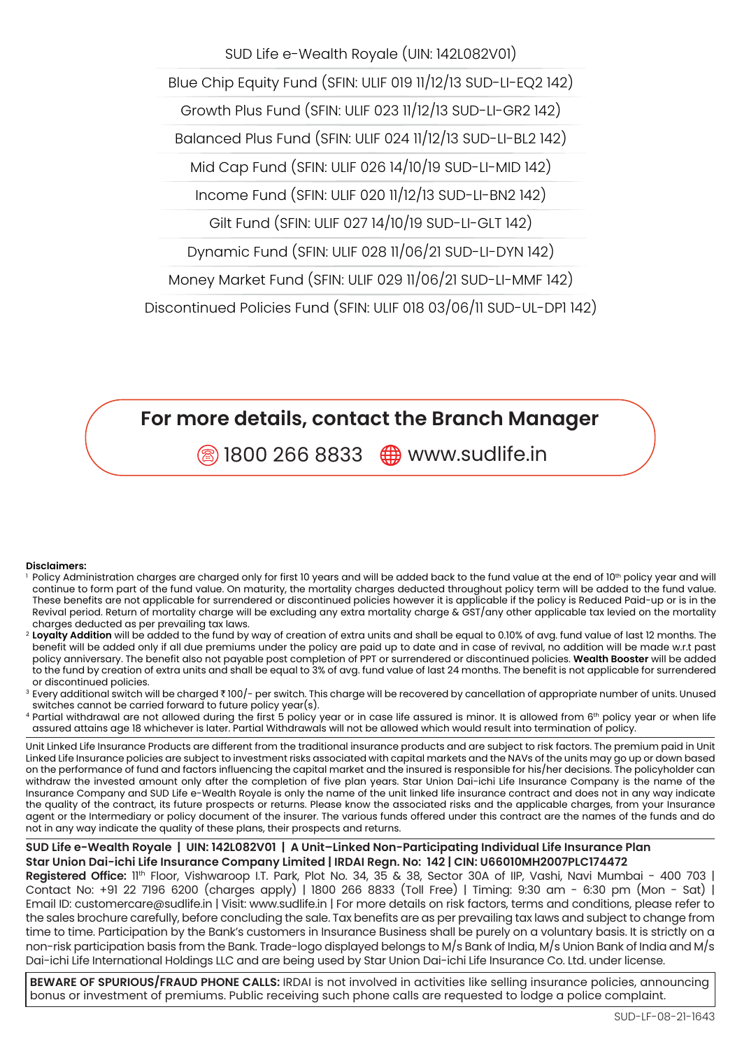SUD Life e-Wealth Royale (UIN: 142L082V01)

Blue Chip Equity Fund (SFIN: ULIF 019 11/12/13 SUD-LI-EQ2 142)

Growth Plus Fund (SFIN: ULIF 023 11/12/13 SUD-LI-GR2 142)

Balanced Plus Fund (SFIN: ULIF 024 11/12/13 SUD-LI-BL2 142)

Mid Cap Fund (SFIN: ULIF 026 14/10/19 SUD-LI-MID 142)

Income Fund (SFIN: ULIF 020 11/12/13 SUD-LI-BN2 142)

Gilt Fund (SFIN: ULIF 027 14/10/19 SUD-LI-GLT 142)

Dynamic Fund (SFIN: ULIF 028 11/06/21 SUD-LI-DYN 142)

Money Market Fund (SFIN: ULIF 029 11/06/21 SUD-LI-MMF 142)

Discontinued Policies Fund (SFIN: ULIF 018 03/06/11 SUD-UL-DP1 142)

## For more details, contact the Branch Manager

1800 266 8833 www.sudlife.in

**Disclaimers:**

[1] Policy Administration charges are charged only for first 10 years and will be added back to the fund value at the end of 10th policy year and will continue to form part of the fund value. On maturity, the mortality charges deducted throughout policy term will be added to the fund value. These benefits are not applicable for surrendered or discontinued policies however it is applicable if the policy is Reduced Paid-up or is in the Revival period. Return of mortality charge will be excluding any extra mortality charge & GST/any other applicable tax levied on the mortality charges deducted as per prevailing tax laws.

[2] **Loyalty Addition** will be added to the fund by way of creation of extra units and shall be equal to 0.10% of avg. fund value of last 12 months. The benefit will be added only if all due premiums under the policy are paid up to date and in case of revival, no addition will be made w.r.t past policy anniversary. The benefit also not payable post completion of PPT or surrendered or discontinued policies. **Wealth Booster** will be added to the fund by creation of extra units and shall be equal to 3% of avg. fund value of last 24 months. The benefit is not applicable for surrendered or discontinued policies.

[3] Every additional switch will be charged ₹100/- per switch. This charge will be recovered by cancellation of appropriate number of units. Unused switches cannot be carried forward to future policy year(s).

[4] Partial withdrawal are not allowed during the first 5 policy year or in case life assured is minor. It is allowed from 6th policy year or when life assured attains age 18 whichever is later. Partial Withdrawals will not be allowed which would result into termination of policy.

Unit Linked Life Insurance Products are different from the traditional insurance products and are subject to risk factors. The premium paid in Unit Linked Life Insurance policies are subject to investment risks associated with capital markets and the NAVs of the units may go up or down based on the performance of fund and factors influencing the capital market and the insured is responsible for his/her decisions. The policyholder can withdraw the invested amount only after the completion of five plan years. Star Union Dai-ichi Life Insurance Company is the name of the Insurance Company and SUD Life e-Wealth Royale is only the name of the unit linked life insurance contract and does not in any way indicate the quality of the contract, its future prospects or returns. Please know the associated risks and the applicable charges, from your Insurance agent or the Intermediary or policy document of the insurer. The various funds offered under this contract are the names of the funds and do not in any way indicate the quality of these plans, their prospects and returns.

**SUD Life e-Wealth Royale | UIN: 142L082V01 | A Unit-Linked Non-Participating Individual Life Insurance Plan**
**Star Union Dai-ichi Life Insurance Company Limited | IRDAI Regn. No: 142 | CIN: U66010MH2007PLC174472**
**Registered Office:** 11th Floor, Vishwaroop I.T. Park, Plot No. 34, 35 & 38, Sector 30A of IIP, Vashi, Navi Mumbai - 400 703 | Contact No: +91 22 7196 6200 (charges apply) | 1800 266 8833 (Toll Free) | Timing: 9:30 am - 6:30 pm (Mon - Sat) | Email ID: customercare@sudlife.in | Visit: www.sudlife.in | For more details on risk factors, terms and conditions, please refer to the sales brochure carefully, before concluding the sale. Tax benefits are as per prevailing tax laws and subject to change from time to time. Participation by the Bank's customers in Insurance Business shall be purely on a voluntary basis. It is strictly on a non-risk participation basis from the Bank. Trade-logo displayed belongs to M/s Bank of India, M/s Union Bank of India and M/s Dai-ichi Life International Holdings LLC and are being used by Star Union Dai-ichi Life Insurance Co. Ltd. under license.

**BEWARE OF SPURIOUS/FRAUD PHONE CALLS:** IRDAI is not involved in activities like selling insurance policies, announcing bonus or investment of premiums. Public receiving such phone calls are requested to lodge a police complaint.

SUD-LF-08-21-1643